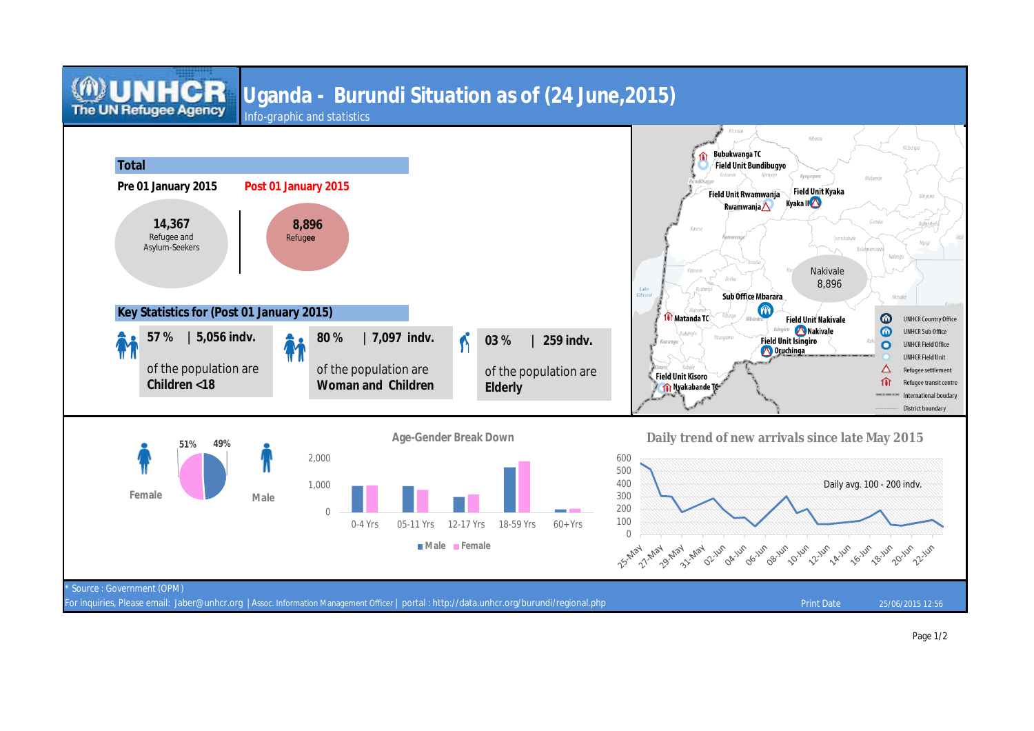# Uganda - Burundi Situation as of (24 June,2015)

Info-graphic and statistics

## Total

| Pre 01 January 2015 | Post 01 January 2015 |
|---|---|
| 14,367 Refugee and Asylum-Seekers | 8,896 Refugee |

## Key Statistics for (Post 01 January 2015)

- **57 %** | **5,056 indv.** of the population are **Children <18**
- **80 %** | **7,097 indv.** of the population are **Woman and Children**
- **03 %** | **259 indv.** of the population are **Elderly**

Bubukwanga TC; Field Unit Bundibugyo; Field Unit Rwamwanja; Rwamwanja; Field Unit Kyaka; Kyaka II; Nakivale 8,896; Sub Office Mbarara; Matanda TC; Field Unit Nakivale; Nakivale; Field Unit Isingiro; Oruchinga; Field Unit Kisoro; Nyakabande TC

Legend: UNHCR Country Office; UNHCR Sub Office; UNHCR Field Office; UNHCR Field Unit; Refugee settlement; Refugee transit centre; International boudary; District boundary

Female 51% | Male 49%

### Age-Gender Break Down

0-4 Yrs; 05-11 Yrs; 12-17 Yrs; 18-59 Yrs; 60+Yrs (Male, Female)

### Daily trend of new arrivals since late May 2015

Daily avg. 100 - 200 indv.

* Source : Government (OPM)

For inquiries, Please email: Jaber@unhcr.org | Assoc. Information Management Officer | portal : http://data.unhcr.org/burundi/regional.php

Print Date 25/06/2015 12:56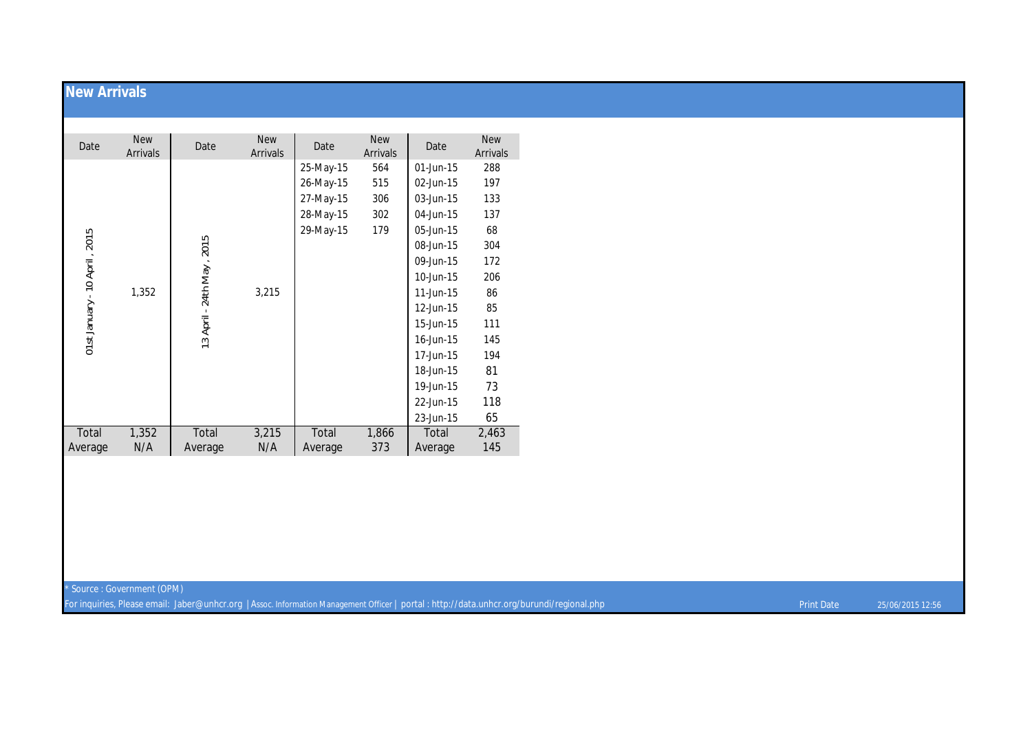## New Arrivals

| Date | New Arrivals | Date | New Arrivals | Date | New Arrivals | Date | New Arrivals |
|---|---|---|---|---|---|---|---|
| 01st January - 10 April , 2015 | 1,352 | 13 April - 24th May , 2015 | 3,215 | 25-May-15 | 564 | 01-Jun-15 | 288 |
| | | | | 26-May-15 | 515 | 02-Jun-15 | 197 |
| | | | | 27-May-15 | 306 | 03-Jun-15 | 133 |
| | | | | 28-May-15 | 302 | 04-Jun-15 | 137 |
| | | | | 29-May-15 | 179 | 05-Jun-15 | 68 |
| | | | | | | 08-Jun-15 | 304 |
| | | | | | | 09-Jun-15 | 172 |
| | | | | | | 10-Jun-15 | 206 |
| | | | | | | 11-Jun-15 | 86 |
| | | | | | | 12-Jun-15 | 85 |
| | | | | | | 15-Jun-15 | 111 |
| | | | | | | 16-Jun-15 | 145 |
| | | | | | | 17-Jun-15 | 194 |
| | | | | | | 18-Jun-15 | 81 |
| | | | | | | 19-Jun-15 | 73 |
| | | | | | | 22-Jun-15 | 118 |
| | | | | | | 23-Jun-15 | 65 |
| Total | 1,352 | Total | 3,215 | Total | 1,866 | Total | 2,463 |
| Average | N/A | Average | N/A | Average | 373 | Average | 145 |

* Source : Government (OPM)

For inquiries, Please email: Jaber@unhcr.org | Assoc. Information Management Officer | portal : http://data.unhcr.org/burundi/regional.php

Print Date 25/06/2015 12:56